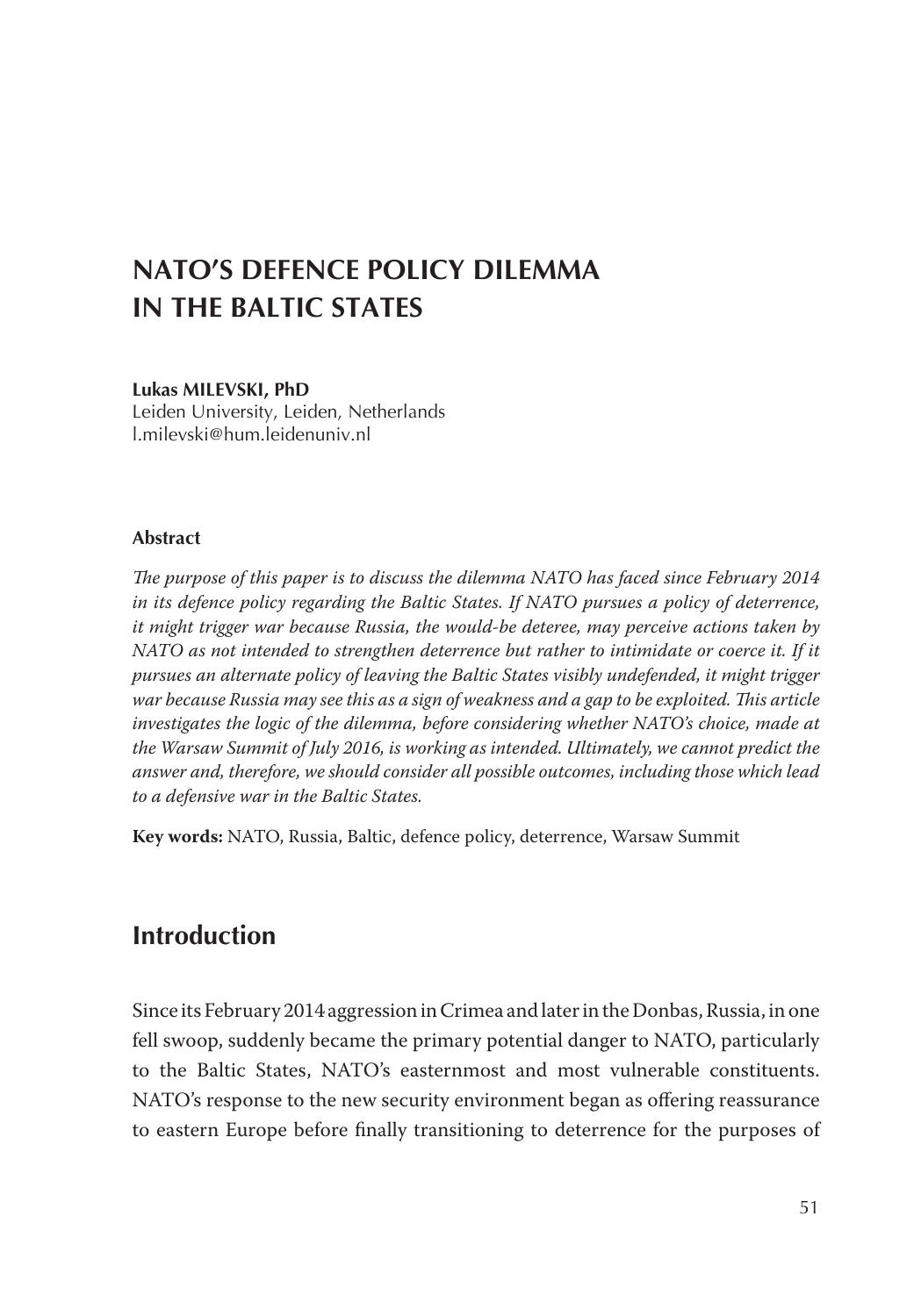# NATO'S DEFENCE POLICY DILEMMA IN THE BALTIC STATES

**Lukas MILEVSKI, PhD**
Leiden University, Leiden, Netherlands
l.milevski@hum.leidenuniv.nl

**Abstract**

*The purpose of this paper is to discuss the dilemma NATO has faced since February 2014 in its defence policy regarding the Baltic States. If NATO pursues a policy of deterrence, it might trigger war because Russia, the would-be deteree, may perceive actions taken by NATO as not intended to strengthen deterrence but rather to intimidate or coerce it. If it pursues an alternate policy of leaving the Baltic States visibly undefended, it might trigger war because Russia may see this as a sign of weakness and a gap to be exploited. This article investigates the logic of the dilemma, before considering whether NATO's choice, made at the Warsaw Summit of July 2016, is working as intended. Ultimately, we cannot predict the answer and, therefore, we should consider all possible outcomes, including those which lead to a defensive war in the Baltic States.*

**Key words:** NATO, Russia, Baltic, defence policy, deterrence, Warsaw Summit

## Introduction

Since its February 2014 aggression in Crimea and later in the Donbas, Russia, in one fell swoop, suddenly became the primary potential danger to NATO, particularly to the Baltic States, NATO's easternmost and most vulnerable constituents. NATO's response to the new security environment began as offering reassurance to eastern Europe before finally transitioning to deterrence for the purposes of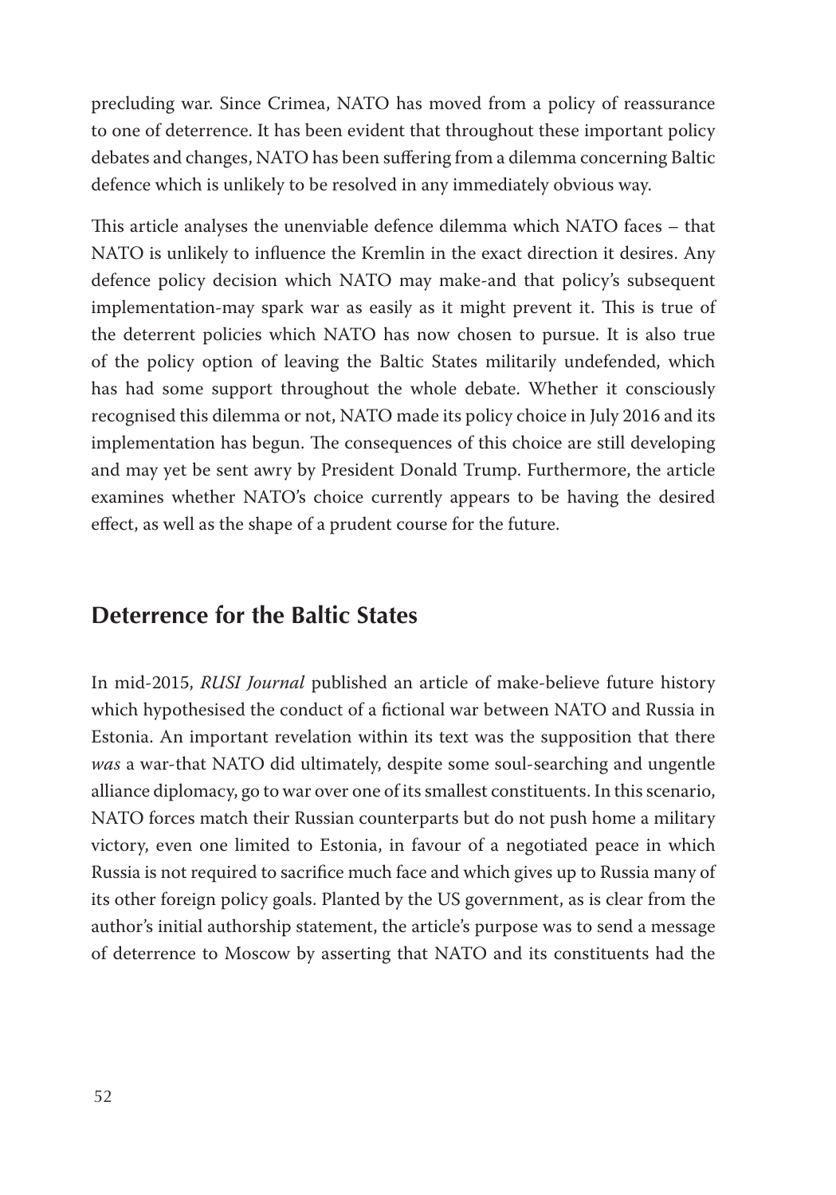precluding war. Since Crimea, NATO has moved from a policy of reassurance to one of deterrence. It has been evident that throughout these important policy debates and changes, NATO has been suffering from a dilemma concerning Baltic defence which is unlikely to be resolved in any immediately obvious way.

This article analyses the unenviable defence dilemma which NATO faces – that NATO is unlikely to influence the Kremlin in the exact direction it desires. Any defence policy decision which NATO may make-and that policy's subsequent implementation-may spark war as easily as it might prevent it. This is true of the deterrent policies which NATO has now chosen to pursue. It is also true of the policy option of leaving the Baltic States militarily undefended, which has had some support throughout the whole debate. Whether it consciously recognised this dilemma or not, NATO made its policy choice in July 2016 and its implementation has begun. The consequences of this choice are still developing and may yet be sent awry by President Donald Trump. Furthermore, the article examines whether NATO's choice currently appears to be having the desired effect, as well as the shape of a prudent course for the future.

## Deterrence for the Baltic States

In mid-2015, *RUSI Journal* published an article of make-believe future history which hypothesised the conduct of a fictional war between NATO and Russia in Estonia. An important revelation within its text was the supposition that there *was* a war-that NATO did ultimately, despite some soul-searching and ungentle alliance diplomacy, go to war over one of its smallest constituents. In this scenario, NATO forces match their Russian counterparts but do not push home a military victory, even one limited to Estonia, in favour of a negotiated peace in which Russia is not required to sacrifice much face and which gives up to Russia many of its other foreign policy goals. Planted by the US government, as is clear from the author's initial authorship statement, the article's purpose was to send a message of deterrence to Moscow by asserting that NATO and its constituents had the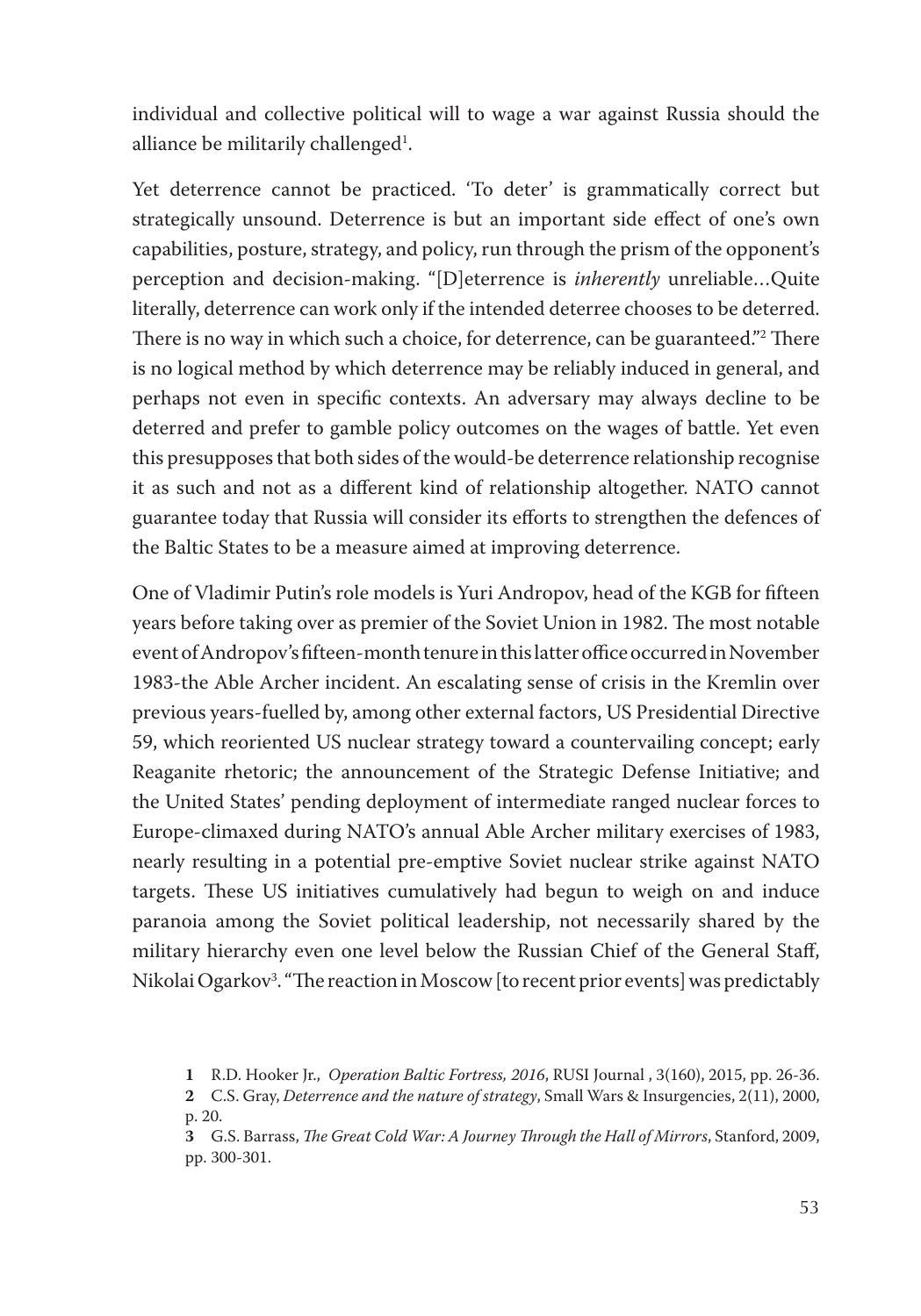individual and collective political will to wage a war against Russia should the alliance be militarily challenged[1].

Yet deterrence cannot be practiced. 'To deter' is grammatically correct but strategically unsound. Deterrence is but an important side effect of one's own capabilities, posture, strategy, and policy, run through the prism of the opponent's perception and decision-making. "[D]eterrence is *inherently* unreliable…Quite literally, deterrence can work only if the intended deterree chooses to be deterred. There is no way in which such a choice, for deterrence, can be guaranteed."[2] There is no logical method by which deterrence may be reliably induced in general, and perhaps not even in specific contexts. An adversary may always decline to be deterred and prefer to gamble policy outcomes on the wages of battle. Yet even this presupposes that both sides of the would-be deterrence relationship recognise it as such and not as a different kind of relationship altogether. NATO cannot guarantee today that Russia will consider its efforts to strengthen the defences of the Baltic States to be a measure aimed at improving deterrence.

One of Vladimir Putin's role models is Yuri Andropov, head of the KGB for fifteen years before taking over as premier of the Soviet Union in 1982. The most notable event of Andropov's fifteen-month tenure in this latter office occurred in November 1983-the Able Archer incident. An escalating sense of crisis in the Kremlin over previous years-fuelled by, among other external factors, US Presidential Directive 59, which reoriented US nuclear strategy toward a countervailing concept; early Reaganite rhetoric; the announcement of the Strategic Defense Initiative; and the United States' pending deployment of intermediate ranged nuclear forces to Europe-climaxed during NATO's annual Able Archer military exercises of 1983, nearly resulting in a potential pre-emptive Soviet nuclear strike against NATO targets. These US initiatives cumulatively had begun to weigh on and induce paranoia among the Soviet political leadership, not necessarily shared by the military hierarchy even one level below the Russian Chief of the General Staff, Nikolai Ogarkov[3]. "The reaction in Moscow [to recent prior events] was predictably

**1** R.D. Hooker Jr., *Operation Baltic Fortress, 2016*, RUSI Journal , 3(160), 2015, pp. 26-36.

**2** C.S. Gray, *Deterrence and the nature of strategy*, Small Wars & Insurgencies, 2(11), 2000, p. 20.

**3** G.S. Barrass, *The Great Cold War: A Journey Through the Hall of Mirrors*, Stanford, 2009, pp. 300-301.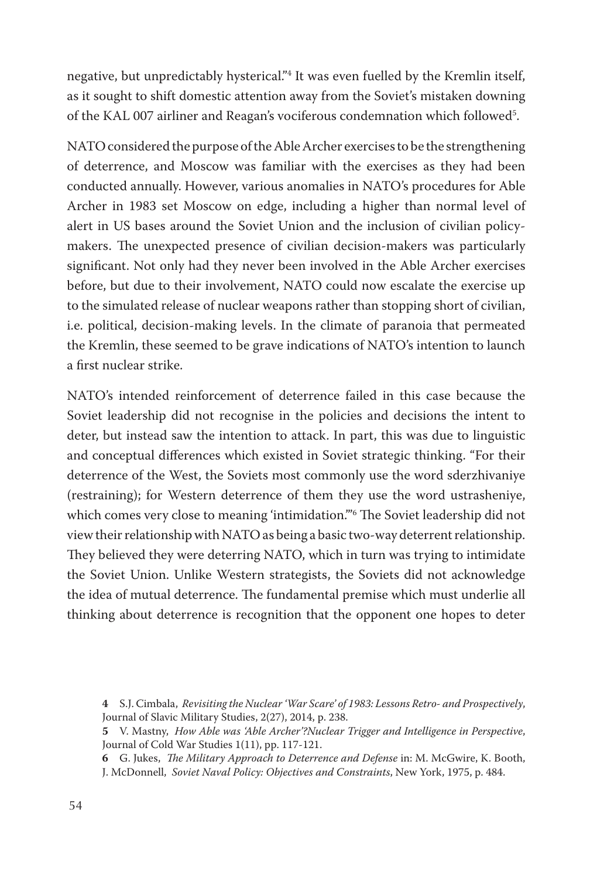negative, but unpredictably hysterical."[4] It was even fuelled by the Kremlin itself, as it sought to shift domestic attention away from the Soviet's mistaken downing of the KAL 007 airliner and Reagan's vociferous condemnation which followed[5].

NATO considered the purpose of the Able Archer exercises to be the strengthening of deterrence, and Moscow was familiar with the exercises as they had been conducted annually. However, various anomalies in NATO's procedures for Able Archer in 1983 set Moscow on edge, including a higher than normal level of alert in US bases around the Soviet Union and the inclusion of civilian policy-makers. The unexpected presence of civilian decision-makers was particularly significant. Not only had they never been involved in the Able Archer exercises before, but due to their involvement, NATO could now escalate the exercise up to the simulated release of nuclear weapons rather than stopping short of civilian, i.e. political, decision-making levels. In the climate of paranoia that permeated the Kremlin, these seemed to be grave indications of NATO's intention to launch a first nuclear strike.

NATO's intended reinforcement of deterrence failed in this case because the Soviet leadership did not recognise in the policies and decisions the intent to deter, but instead saw the intention to attack. In part, this was due to linguistic and conceptual differences which existed in Soviet strategic thinking. "For their deterrence of the West, the Soviets most commonly use the word sderzhivaniye (restraining); for Western deterrence of them they use the word ustrasheniye, which comes very close to meaning 'intimidation.'"[6] The Soviet leadership did not view their relationship with NATO as being a basic two-way deterrent relationship. They believed they were deterring NATO, which in turn was trying to intimidate the Soviet Union. Unlike Western strategists, the Soviets did not acknowledge the idea of mutual deterrence. The fundamental premise which must underlie all thinking about deterrence is recognition that the opponent one hopes to deter

---

**4** S.J. Cimbala, *Revisiting the Nuclear 'War Scare' of 1983: Lessons Retro- and Prospectively*, Journal of Slavic Military Studies, 2(27), 2014, p. 238.

**5** V. Mastny, *How Able was 'Able Archer'?Nuclear Trigger and Intelligence in Perspective*, Journal of Cold War Studies 1(11), pp. 117-121.

**6** G. Jukes, *The Military Approach to Deterrence and Defense* in: M. McGwire, K. Booth, J. McDonnell, *Soviet Naval Policy: Objectives and Constraints*, New York, 1975, p. 484.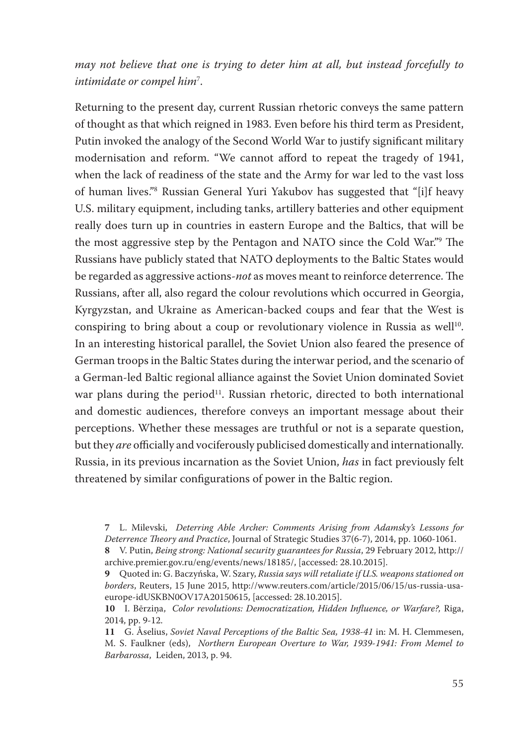*may not believe that one is trying to deter him at all, but instead forcefully to intimidate or compel him*[7].

Returning to the present day, current Russian rhetoric conveys the same pattern of thought as that which reigned in 1983. Even before his third term as President, Putin invoked the analogy of the Second World War to justify significant military modernisation and reform. "We cannot afford to repeat the tragedy of 1941, when the lack of readiness of the state and the Army for war led to the vast loss of human lives."[8] Russian General Yuri Yakubov has suggested that "[i]f heavy U.S. military equipment, including tanks, artillery batteries and other equipment really does turn up in countries in eastern Europe and the Baltics, that will be the most aggressive step by the Pentagon and NATO since the Cold War."[9] The Russians have publicly stated that NATO deployments to the Baltic States would be regarded as aggressive actions-*not* as moves meant to reinforce deterrence. The Russians, after all, also regard the colour revolutions which occurred in Georgia, Kyrgyzstan, and Ukraine as American-backed coups and fear that the West is conspiring to bring about a coup or revolutionary violence in Russia as well[10]. In an interesting historical parallel, the Soviet Union also feared the presence of German troops in the Baltic States during the interwar period, and the scenario of a German-led Baltic regional alliance against the Soviet Union dominated Soviet war plans during the period[11]. Russian rhetoric, directed to both international and domestic audiences, therefore conveys an important message about their perceptions. Whether these messages are truthful or not is a separate question, but they *are* officially and vociferously publicised domestically and internationally. Russia, in its previous incarnation as the Soviet Union, *has* in fact previously felt threatened by similar configurations of power in the Baltic region.

**7** L. Milevski, *Deterring Able Archer: Comments Arising from Adamsky's Lessons for Deterrence Theory and Practice*, Journal of Strategic Studies 37(6-7), 2014, pp. 1060-1061.

**8** V. Putin, *Being strong: National security guarantees for Russia*, 29 February 2012, http://archive.premier.gov.ru/eng/events/news/18185/, [accessed: 28.10.2015].

**9** Quoted in: G. Baczyńska, W. Szary, *Russia says will retaliate if U.S. weapons stationed on borders*, Reuters, 15 June 2015, http://www.reuters.com/article/2015/06/15/us-russia-usa-europe-idUSKBN0OV17A20150615, [accessed: 28.10.2015].

**10** I. Bērziņa, *Color revolutions: Democratization, Hidden Influence, or Warfare?*, Riga, 2014, pp. 9-12.

**11** G. Åselius, *Soviet Naval Perceptions of the Baltic Sea, 1938-41* in: M. H. Clemmesen, M. S. Faulkner (eds), *Northern European Overture to War, 1939-1941: From Memel to Barbarossa*, Leiden, 2013, p. 94.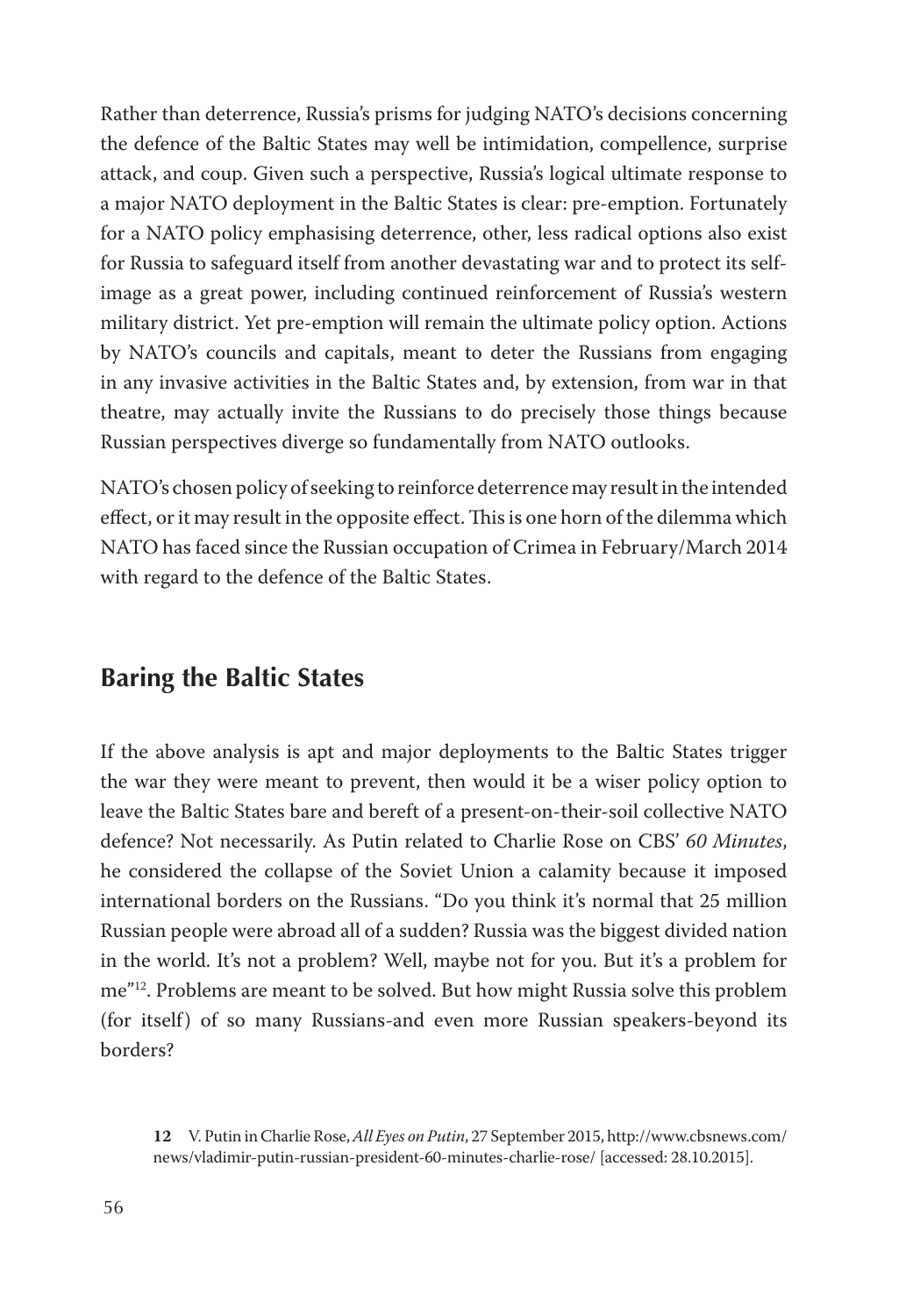Rather than deterrence, Russia's prisms for judging NATO's decisions concerning the defence of the Baltic States may well be intimidation, compellence, surprise attack, and coup. Given such a perspective, Russia's logical ultimate response to a major NATO deployment in the Baltic States is clear: pre-emption. Fortunately for a NATO policy emphasising deterrence, other, less radical options also exist for Russia to safeguard itself from another devastating war and to protect its self-image as a great power, including continued reinforcement of Russia's western military district. Yet pre-emption will remain the ultimate policy option. Actions by NATO's councils and capitals, meant to deter the Russians from engaging in any invasive activities in the Baltic States and, by extension, from war in that theatre, may actually invite the Russians to do precisely those things because Russian perspectives diverge so fundamentally from NATO outlooks.

NATO's chosen policy of seeking to reinforce deterrence may result in the intended effect, or it may result in the opposite effect. This is one horn of the dilemma which NATO has faced since the Russian occupation of Crimea in February/March 2014 with regard to the defence of the Baltic States.

## Baring the Baltic States

If the above analysis is apt and major deployments to the Baltic States trigger the war they were meant to prevent, then would it be a wiser policy option to leave the Baltic States bare and bereft of a present-on-their-soil collective NATO defence? Not necessarily. As Putin related to Charlie Rose on CBS' *60 Minutes*, he considered the collapse of the Soviet Union a calamity because it imposed international borders on the Russians. "Do you think it's normal that 25 million Russian people were abroad all of a sudden? Russia was the biggest divided nation in the world. It's not a problem? Well, maybe not for you. But it's a problem for me"[12]. Problems are meant to be solved. But how might Russia solve this problem (for itself) of so many Russians-and even more Russian speakers-beyond its borders?

**12** V. Putin in Charlie Rose, *All Eyes on Putin*, 27 September 2015, http://www.cbsnews.com/news/vladimir-putin-russian-president-60-minutes-charlie-rose/ [accessed: 28.10.2015].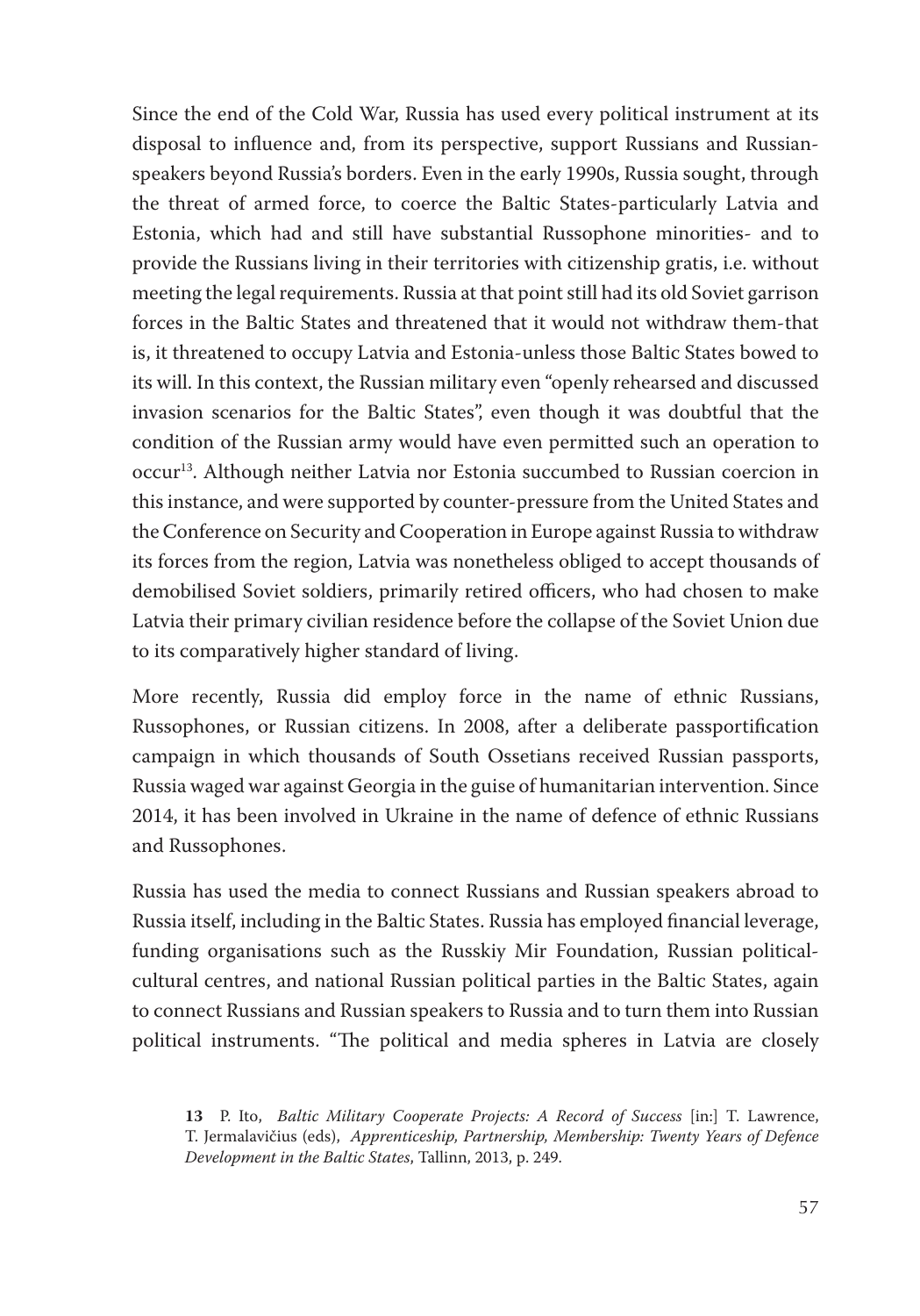Since the end of the Cold War, Russia has used every political instrument at its disposal to influence and, from its perspective, support Russians and Russian-speakers beyond Russia's borders. Even in the early 1990s, Russia sought, through the threat of armed force, to coerce the Baltic States-particularly Latvia and Estonia, which had and still have substantial Russophone minorities- and to provide the Russians living in their territories with citizenship gratis, i.e. without meeting the legal requirements. Russia at that point still had its old Soviet garrison forces in the Baltic States and threatened that it would not withdraw them-that is, it threatened to occupy Latvia and Estonia-unless those Baltic States bowed to its will. In this context, the Russian military even "openly rehearsed and discussed invasion scenarios for the Baltic States", even though it was doubtful that the condition of the Russian army would have even permitted such an operation to occur[13]. Although neither Latvia nor Estonia succumbed to Russian coercion in this instance, and were supported by counter-pressure from the United States and the Conference on Security and Cooperation in Europe against Russia to withdraw its forces from the region, Latvia was nonetheless obliged to accept thousands of demobilised Soviet soldiers, primarily retired officers, who had chosen to make Latvia their primary civilian residence before the collapse of the Soviet Union due to its comparatively higher standard of living.

More recently, Russia did employ force in the name of ethnic Russians, Russophones, or Russian citizens. In 2008, after a deliberate passportification campaign in which thousands of South Ossetians received Russian passports, Russia waged war against Georgia in the guise of humanitarian intervention. Since 2014, it has been involved in Ukraine in the name of defence of ethnic Russians and Russophones.

Russia has used the media to connect Russians and Russian speakers abroad to Russia itself, including in the Baltic States. Russia has employed financial leverage, funding organisations such as the Russkiy Mir Foundation, Russian political-cultural centres, and national Russian political parties in the Baltic States, again to connect Russians and Russian speakers to Russia and to turn them into Russian political instruments. "The political and media spheres in Latvia are closely

**13** P. Ito, *Baltic Military Cooperate Projects: A Record of Success* [in:] T. Lawrence, T. Jermalavičius (eds), *Apprenticeship, Partnership, Membership: Twenty Years of Defence Development in the Baltic States*, Tallinn, 2013, p. 249.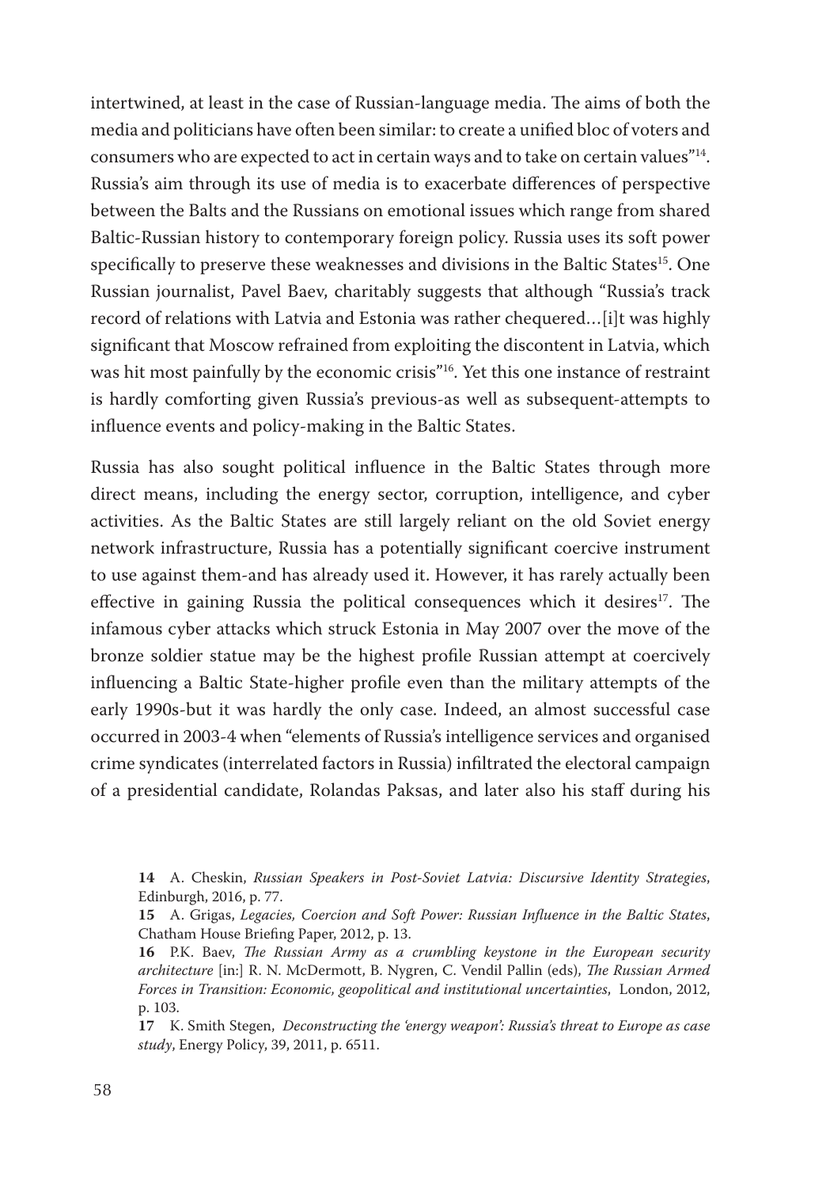intertwined, at least in the case of Russian-language media. The aims of both the media and politicians have often been similar: to create a unified bloc of voters and consumers who are expected to act in certain ways and to take on certain values"[14]. Russia's aim through its use of media is to exacerbate differences of perspective between the Balts and the Russians on emotional issues which range from shared Baltic-Russian history to contemporary foreign policy. Russia uses its soft power specifically to preserve these weaknesses and divisions in the Baltic States[15]. One Russian journalist, Pavel Baev, charitably suggests that although "Russia's track record of relations with Latvia and Estonia was rather chequered…[i]t was highly significant that Moscow refrained from exploiting the discontent in Latvia, which was hit most painfully by the economic crisis"[16]. Yet this one instance of restraint is hardly comforting given Russia's previous-as well as subsequent-attempts to influence events and policy-making in the Baltic States.

Russia has also sought political influence in the Baltic States through more direct means, including the energy sector, corruption, intelligence, and cyber activities. As the Baltic States are still largely reliant on the old Soviet energy network infrastructure, Russia has a potentially significant coercive instrument to use against them-and has already used it. However, it has rarely actually been effective in gaining Russia the political consequences which it desires[17]. The infamous cyber attacks which struck Estonia in May 2007 over the move of the bronze soldier statue may be the highest profile Russian attempt at coercively influencing a Baltic State-higher profile even than the military attempts of the early 1990s-but it was hardly the only case. Indeed, an almost successful case occurred in 2003-4 when "elements of Russia's intelligence services and organised crime syndicates (interrelated factors in Russia) infiltrated the electoral campaign of a presidential candidate, Rolandas Paksas, and later also his staff during his

**14** A. Cheskin, *Russian Speakers in Post-Soviet Latvia: Discursive Identity Strategies*, Edinburgh, 2016, p. 77.

**15** A. Grigas, *Legacies, Coercion and Soft Power: Russian Influence in the Baltic States*, Chatham House Briefing Paper, 2012, p. 13.

**16** P.K. Baev, *The Russian Army as a crumbling keystone in the European security architecture* [in:] R. N. McDermott, B. Nygren, C. Vendil Pallin (eds), *The Russian Armed Forces in Transition: Economic, geopolitical and institutional uncertainties*, London, 2012, p. 103.

**17** K. Smith Stegen, *Deconstructing the 'energy weapon': Russia's threat to Europe as case study*, Energy Policy, 39, 2011, p. 6511.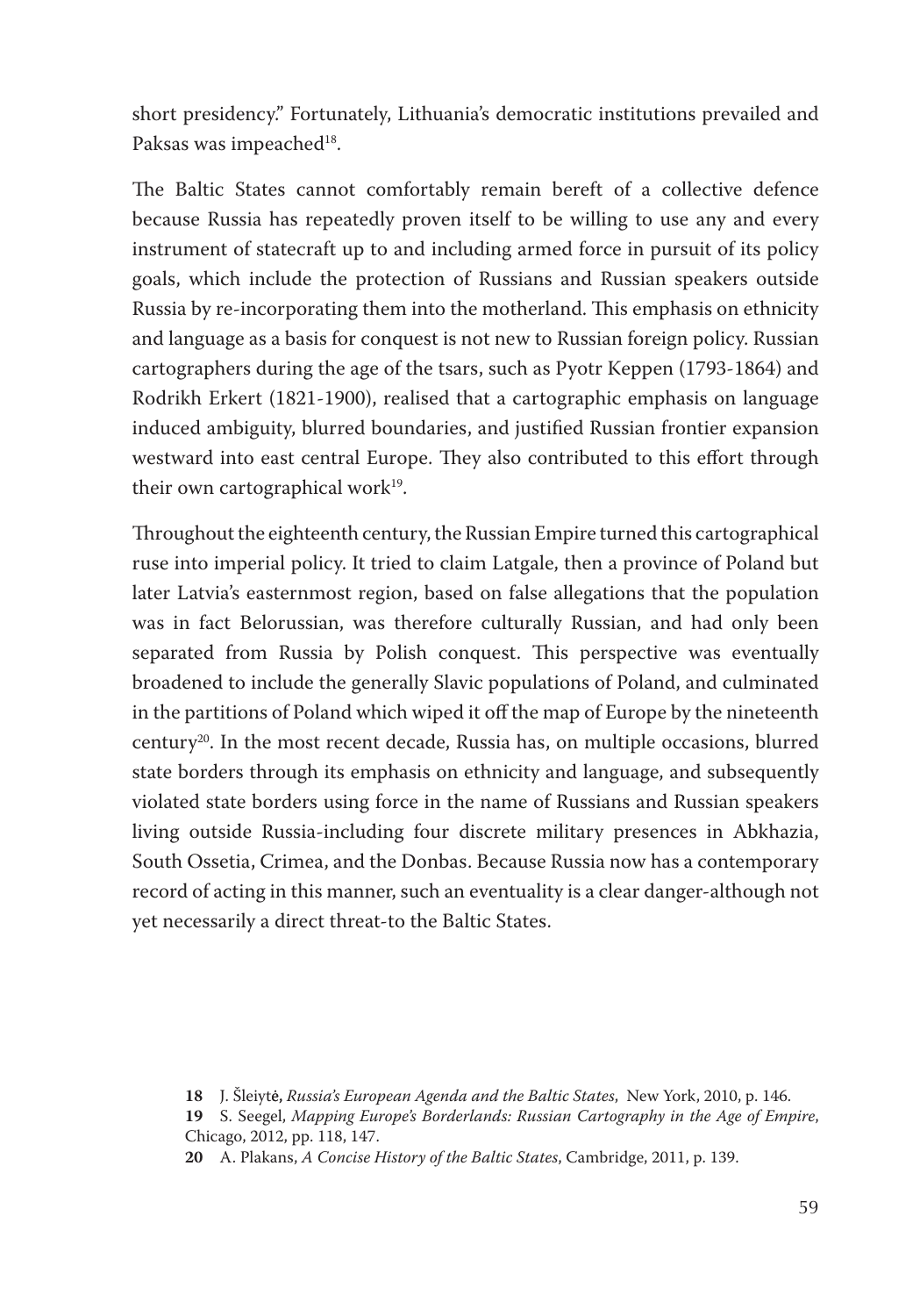short presidency." Fortunately, Lithuania's democratic institutions prevailed and Paksas was impeached[18].

The Baltic States cannot comfortably remain bereft of a collective defence because Russia has repeatedly proven itself to be willing to use any and every instrument of statecraft up to and including armed force in pursuit of its policy goals, which include the protection of Russians and Russian speakers outside Russia by re-incorporating them into the motherland. This emphasis on ethnicity and language as a basis for conquest is not new to Russian foreign policy. Russian cartographers during the age of the tsars, such as Pyotr Keppen (1793-1864) and Rodrikh Erkert (1821-1900), realised that a cartographic emphasis on language induced ambiguity, blurred boundaries, and justified Russian frontier expansion westward into east central Europe. They also contributed to this effort through their own cartographical work[19].

Throughout the eighteenth century, the Russian Empire turned this cartographical ruse into imperial policy. It tried to claim Latgale, then a province of Poland but later Latvia's easternmost region, based on false allegations that the population was in fact Belorussian, was therefore culturally Russian, and had only been separated from Russia by Polish conquest. This perspective was eventually broadened to include the generally Slavic populations of Poland, and culminated in the partitions of Poland which wiped it off the map of Europe by the nineteenth century[20]. In the most recent decade, Russia has, on multiple occasions, blurred state borders through its emphasis on ethnicity and language, and subsequently violated state borders using force in the name of Russians and Russian speakers living outside Russia-including four discrete military presences in Abkhazia, South Ossetia, Crimea, and the Donbas. Because Russia now has a contemporary record of acting in this manner, such an eventuality is a clear danger-although not yet necessarily a direct threat-to the Baltic States.

**18** J. Šleivytė, *Russia's European Agenda and the Baltic States*, New York, 2010, p. 146.

**19** S. Seegel, *Mapping Europe's Borderlands: Russian Cartography in the Age of Empire*, Chicago, 2012, pp. 118, 147.

**20** A. Plakans, *A Concise History of the Baltic States*, Cambridge, 2011, p. 139.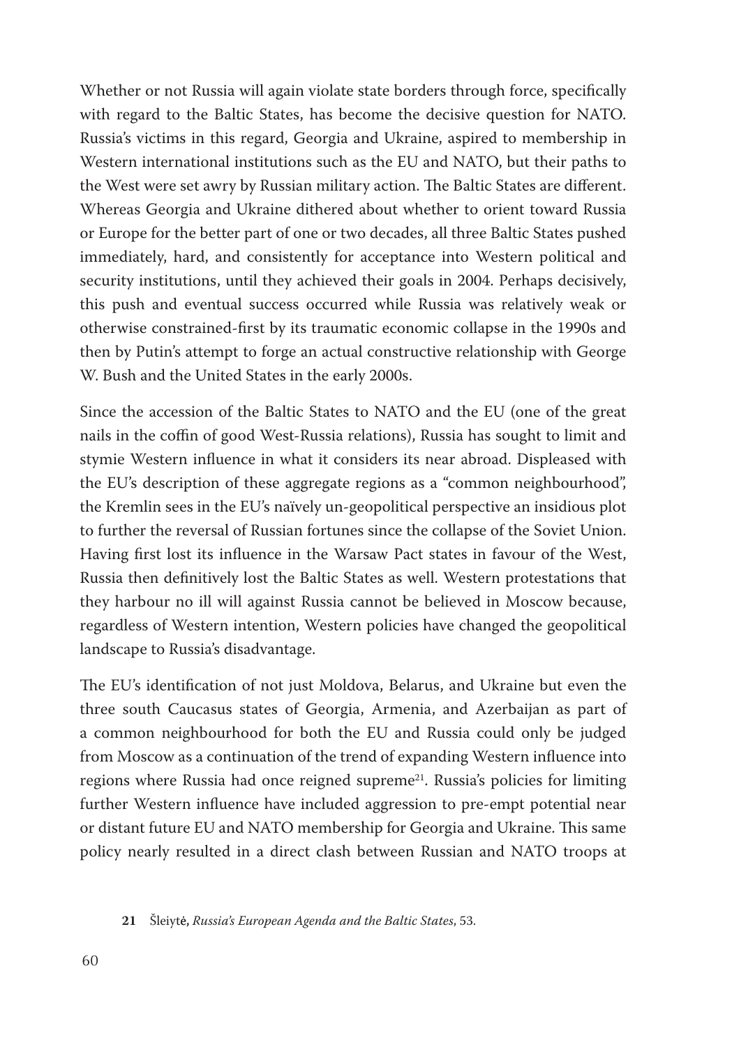Whether or not Russia will again violate state borders through force, specifically with regard to the Baltic States, has become the decisive question for NATO. Russia's victims in this regard, Georgia and Ukraine, aspired to membership in Western international institutions such as the EU and NATO, but their paths to the West were set awry by Russian military action. The Baltic States are different. Whereas Georgia and Ukraine dithered about whether to orient toward Russia or Europe for the better part of one or two decades, all three Baltic States pushed immediately, hard, and consistently for acceptance into Western political and security institutions, until they achieved their goals in 2004. Perhaps decisively, this push and eventual success occurred while Russia was relatively weak or otherwise constrained-first by its traumatic economic collapse in the 1990s and then by Putin's attempt to forge an actual constructive relationship with George W. Bush and the United States in the early 2000s.

Since the accession of the Baltic States to NATO and the EU (one of the great nails in the coffin of good West-Russia relations), Russia has sought to limit and stymie Western influence in what it considers its near abroad. Displeased with the EU's description of these aggregate regions as a "common neighbourhood", the Kremlin sees in the EU's naïvely un-geopolitical perspective an insidious plot to further the reversal of Russian fortunes since the collapse of the Soviet Union. Having first lost its influence in the Warsaw Pact states in favour of the West, Russia then definitively lost the Baltic States as well. Western protestations that they harbour no ill will against Russia cannot be believed in Moscow because, regardless of Western intention, Western policies have changed the geopolitical landscape to Russia's disadvantage.

The EU's identification of not just Moldova, Belarus, and Ukraine but even the three south Caucasus states of Georgia, Armenia, and Azerbaijan as part of a common neighbourhood for both the EU and Russia could only be judged from Moscow as a continuation of the trend of expanding Western influence into regions where Russia had once reigned supreme[21]. Russia's policies for limiting further Western influence have included aggression to pre-empt potential near or distant future EU and NATO membership for Georgia and Ukraine. This same policy nearly resulted in a direct clash between Russian and NATO troops at

**21** Šleiytė, *Russia's European Agenda and the Baltic States*, 53.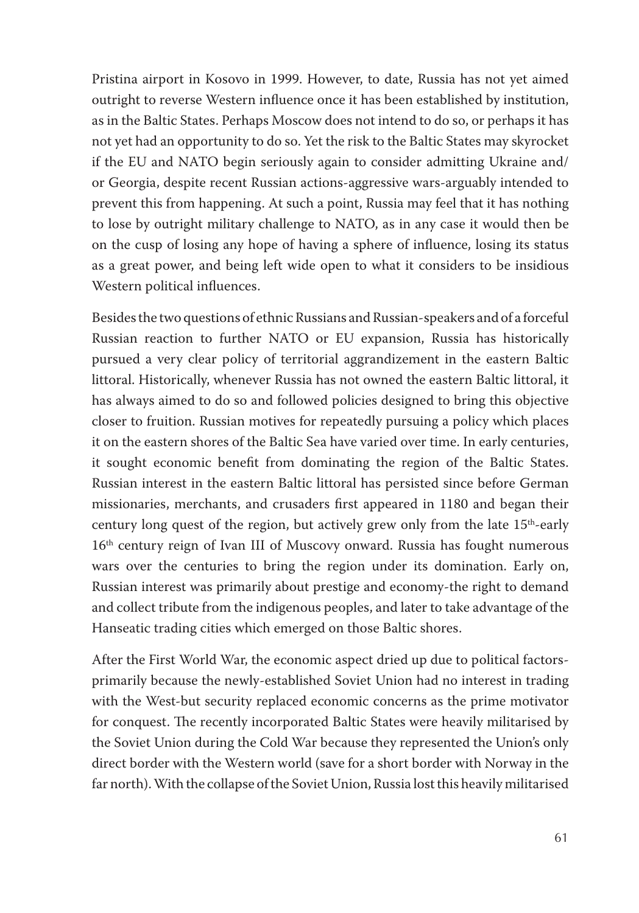Pristina airport in Kosovo in 1999. However, to date, Russia has not yet aimed outright to reverse Western influence once it has been established by institution, as in the Baltic States. Perhaps Moscow does not intend to do so, or perhaps it has not yet had an opportunity to do so. Yet the risk to the Baltic States may skyrocket if the EU and NATO begin seriously again to consider admitting Ukraine and/ or Georgia, despite recent Russian actions-aggressive wars-arguably intended to prevent this from happening. At such a point, Russia may feel that it has nothing to lose by outright military challenge to NATO, as in any case it would then be on the cusp of losing any hope of having a sphere of influence, losing its status as a great power, and being left wide open to what it considers to be insidious Western political influences.

Besides the two questions of ethnic Russians and Russian-speakers and of a forceful Russian reaction to further NATO or EU expansion, Russia has historically pursued a very clear policy of territorial aggrandizement in the eastern Baltic littoral. Historically, whenever Russia has not owned the eastern Baltic littoral, it has always aimed to do so and followed policies designed to bring this objective closer to fruition. Russian motives for repeatedly pursuing a policy which places it on the eastern shores of the Baltic Sea have varied over time. In early centuries, it sought economic benefit from dominating the region of the Baltic States. Russian interest in the eastern Baltic littoral has persisted since before German missionaries, merchants, and crusaders first appeared in 1180 and began their century long quest of the region, but actively grew only from the late 15th-early 16th century reign of Ivan III of Muscovy onward. Russia has fought numerous wars over the centuries to bring the region under its domination. Early on, Russian interest was primarily about prestige and economy-the right to demand and collect tribute from the indigenous peoples, and later to take advantage of the Hanseatic trading cities which emerged on those Baltic shores.

After the First World War, the economic aspect dried up due to political factors-primarily because the newly-established Soviet Union had no interest in trading with the West-but security replaced economic concerns as the prime motivator for conquest. The recently incorporated Baltic States were heavily militarised by the Soviet Union during the Cold War because they represented the Union's only direct border with the Western world (save for a short border with Norway in the far north). With the collapse of the Soviet Union, Russia lost this heavily militarised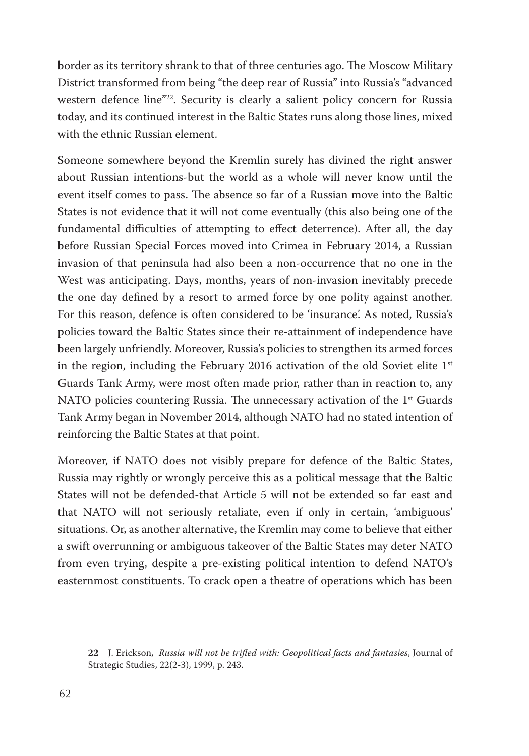border as its territory shrank to that of three centuries ago. The Moscow Military District transformed from being "the deep rear of Russia" into Russia's "advanced western defence line"[22]. Security is clearly a salient policy concern for Russia today, and its continued interest in the Baltic States runs along those lines, mixed with the ethnic Russian element.

Someone somewhere beyond the Kremlin surely has divined the right answer about Russian intentions-but the world as a whole will never know until the event itself comes to pass. The absence so far of a Russian move into the Baltic States is not evidence that it will not come eventually (this also being one of the fundamental difficulties of attempting to effect deterrence). After all, the day before Russian Special Forces moved into Crimea in February 2014, a Russian invasion of that peninsula had also been a non-occurrence that no one in the West was anticipating. Days, months, years of non-invasion inevitably precede the one day defined by a resort to armed force by one polity against another. For this reason, defence is often considered to be 'insurance'. As noted, Russia's policies toward the Baltic States since their re-attainment of independence have been largely unfriendly. Moreover, Russia's policies to strengthen its armed forces in the region, including the February 2016 activation of the old Soviet elite 1st Guards Tank Army, were most often made prior, rather than in reaction to, any NATO policies countering Russia. The unnecessary activation of the 1st Guards Tank Army began in November 2014, although NATO had no stated intention of reinforcing the Baltic States at that point.

Moreover, if NATO does not visibly prepare for defence of the Baltic States, Russia may rightly or wrongly perceive this as a political message that the Baltic States will not be defended-that Article 5 will not be extended so far east and that NATO will not seriously retaliate, even if only in certain, 'ambiguous' situations. Or, as another alternative, the Kremlin may come to believe that either a swift overrunning or ambiguous takeover of the Baltic States may deter NATO from even trying, despite a pre-existing political intention to defend NATO's easternmost constituents. To crack open a theatre of operations which has been

**22** J. Erickson, *Russia will not be trifled with: Geopolitical facts and fantasies*, Journal of Strategic Studies, 22(2-3), 1999, p. 243.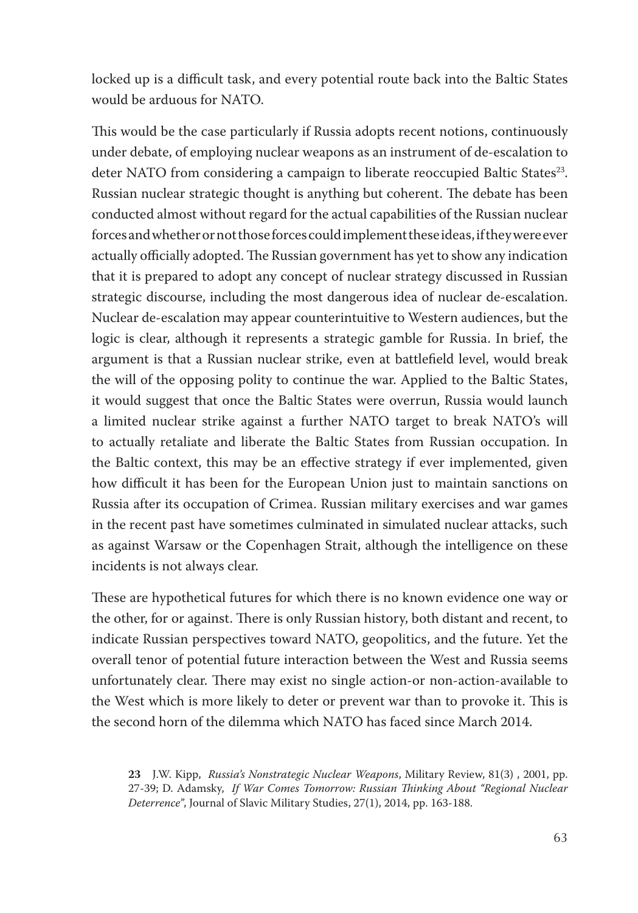locked up is a difficult task, and every potential route back into the Baltic States would be arduous for NATO.

This would be the case particularly if Russia adopts recent notions, continuously under debate, of employing nuclear weapons as an instrument of de-escalation to deter NATO from considering a campaign to liberate reoccupied Baltic States[23]. Russian nuclear strategic thought is anything but coherent. The debate has been conducted almost without regard for the actual capabilities of the Russian nuclear forces and whether or not those forces could implement these ideas, if they were ever actually officially adopted. The Russian government has yet to show any indication that it is prepared to adopt any concept of nuclear strategy discussed in Russian strategic discourse, including the most dangerous idea of nuclear de-escalation. Nuclear de-escalation may appear counterintuitive to Western audiences, but the logic is clear, although it represents a strategic gamble for Russia. In brief, the argument is that a Russian nuclear strike, even at battlefield level, would break the will of the opposing polity to continue the war. Applied to the Baltic States, it would suggest that once the Baltic States were overrun, Russia would launch a limited nuclear strike against a further NATO target to break NATO's will to actually retaliate and liberate the Baltic States from Russian occupation. In the Baltic context, this may be an effective strategy if ever implemented, given how difficult it has been for the European Union just to maintain sanctions on Russia after its occupation of Crimea. Russian military exercises and war games in the recent past have sometimes culminated in simulated nuclear attacks, such as against Warsaw or the Copenhagen Strait, although the intelligence on these incidents is not always clear.

These are hypothetical futures for which there is no known evidence one way or the other, for or against. There is only Russian history, both distant and recent, to indicate Russian perspectives toward NATO, geopolitics, and the future. Yet the overall tenor of potential future interaction between the West and Russia seems unfortunately clear. There may exist no single action-or non-action-available to the West which is more likely to deter or prevent war than to provoke it. This is the second horn of the dilemma which NATO has faced since March 2014.

**23** J.W. Kipp, *Russia's Nonstrategic Nuclear Weapons*, Military Review, 81(3) , 2001, pp. 27-39; D. Adamsky, *If War Comes Tomorrow: Russian Thinking About "Regional Nuclear Deterrence"*, Journal of Slavic Military Studies, 27(1), 2014, pp. 163-188.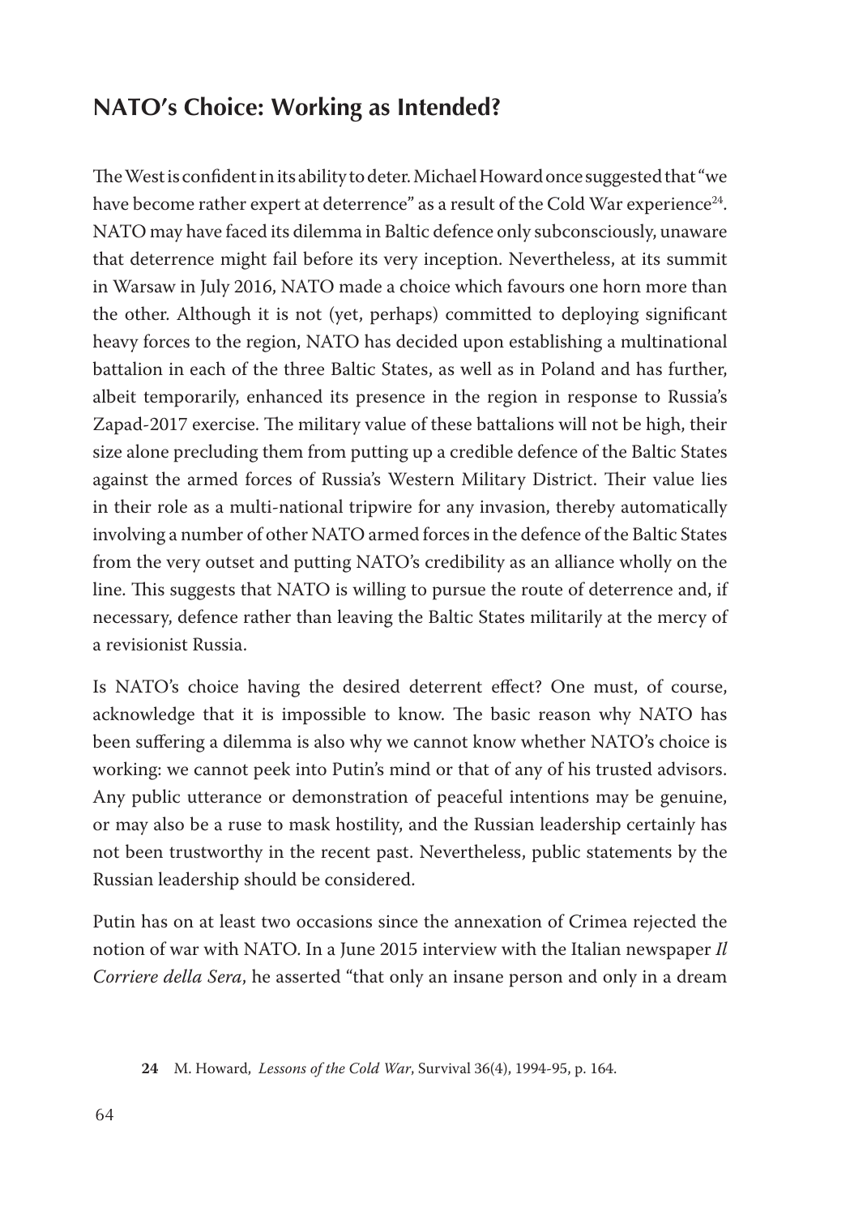## NATO's Choice: Working as Intended?

The West is confident in its ability to deter. Michael Howard once suggested that "we have become rather expert at deterrence" as a result of the Cold War experience[24]. NATO may have faced its dilemma in Baltic defence only subconsciously, unaware that deterrence might fail before its very inception. Nevertheless, at its summit in Warsaw in July 2016, NATO made a choice which favours one horn more than the other. Although it is not (yet, perhaps) committed to deploying significant heavy forces to the region, NATO has decided upon establishing a multinational battalion in each of the three Baltic States, as well as in Poland and has further, albeit temporarily, enhanced its presence in the region in response to Russia's Zapad-2017 exercise. The military value of these battalions will not be high, their size alone precluding them from putting up a credible defence of the Baltic States against the armed forces of Russia's Western Military District. Their value lies in their role as a multi-national tripwire for any invasion, thereby automatically involving a number of other NATO armed forces in the defence of the Baltic States from the very outset and putting NATO's credibility as an alliance wholly on the line. This suggests that NATO is willing to pursue the route of deterrence and, if necessary, defence rather than leaving the Baltic States militarily at the mercy of a revisionist Russia.

Is NATO's choice having the desired deterrent effect? One must, of course, acknowledge that it is impossible to know. The basic reason why NATO has been suffering a dilemma is also why we cannot know whether NATO's choice is working: we cannot peek into Putin's mind or that of any of his trusted advisors. Any public utterance or demonstration of peaceful intentions may be genuine, or may also be a ruse to mask hostility, and the Russian leadership certainly has not been trustworthy in the recent past. Nevertheless, public statements by the Russian leadership should be considered.

Putin has on at least two occasions since the annexation of Crimea rejected the notion of war with NATO. In a June 2015 interview with the Italian newspaper *Il Corriere della Sera*, he asserted "that only an insane person and only in a dream

24 M. Howard, *Lessons of the Cold War*, Survival 36(4), 1994-95, p. 164.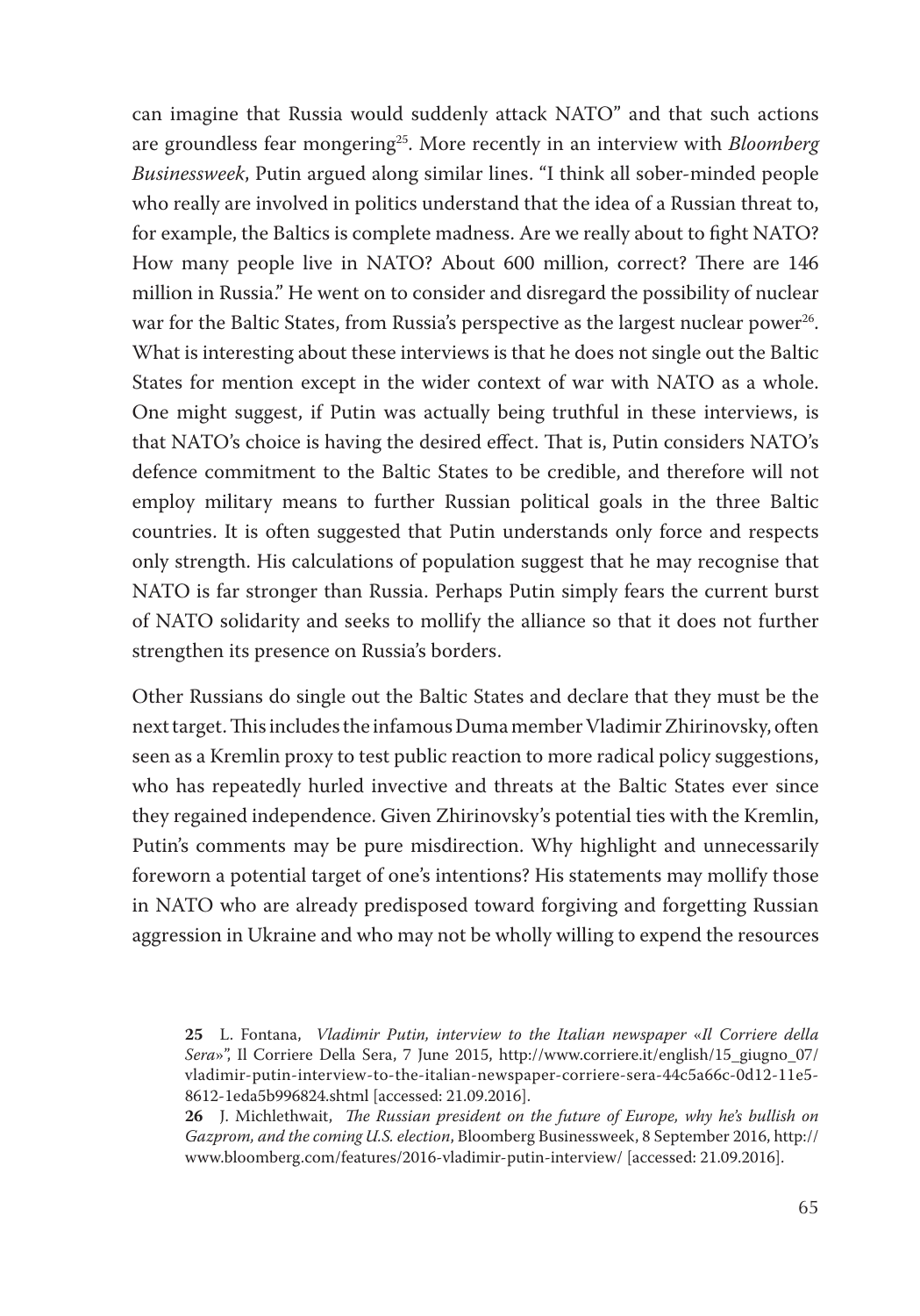can imagine that Russia would suddenly attack NATO" and that such actions are groundless fear mongering[25]. More recently in an interview with *Bloomberg Businessweek*, Putin argued along similar lines. "I think all sober-minded people who really are involved in politics understand that the idea of a Russian threat to, for example, the Baltics is complete madness. Are we really about to fight NATO? How many people live in NATO? About 600 million, correct? There are 146 million in Russia." He went on to consider and disregard the possibility of nuclear war for the Baltic States, from Russia's perspective as the largest nuclear power[26]. What is interesting about these interviews is that he does not single out the Baltic States for mention except in the wider context of war with NATO as a whole. One might suggest, if Putin was actually being truthful in these interviews, is that NATO's choice is having the desired effect. That is, Putin considers NATO's defence commitment to the Baltic States to be credible, and therefore will not employ military means to further Russian political goals in the three Baltic countries. It is often suggested that Putin understands only force and respects only strength. His calculations of population suggest that he may recognise that NATO is far stronger than Russia. Perhaps Putin simply fears the current burst of NATO solidarity and seeks to mollify the alliance so that it does not further strengthen its presence on Russia's borders.

Other Russians do single out the Baltic States and declare that they must be the next target. This includes the infamous Duma member Vladimir Zhirinovsky, often seen as a Kremlin proxy to test public reaction to more radical policy suggestions, who has repeatedly hurled invective and threats at the Baltic States ever since they regained independence. Given Zhirinovsky's potential ties with the Kremlin, Putin's comments may be pure misdirection. Why highlight and unnecessarily foreworn a potential target of one's intentions? His statements may mollify those in NATO who are already predisposed toward forgiving and forgetting Russian aggression in Ukraine and who may not be wholly willing to expend the resources

**25** L. Fontana, *Vladimir Putin, interview to the Italian newspaper «Il Corriere della Sera»"*, Il Corriere Della Sera, 7 June 2015, http://www.corriere.it/english/15_giugno_07/vladimir-putin-interview-to-the-italian-newspaper-corriere-sera-44c5a66c-0d12-11e5-8612-1eda5b996824.shtml [accessed: 21.09.2016].

**26** J. Michlethwait, *The Russian president on the future of Europe, why he's bullish on Gazprom, and the coming U.S. election*, Bloomberg Businessweek, 8 September 2016, http://www.bloomberg.com/features/2016-vladimir-putin-interview/ [accessed: 21.09.2016].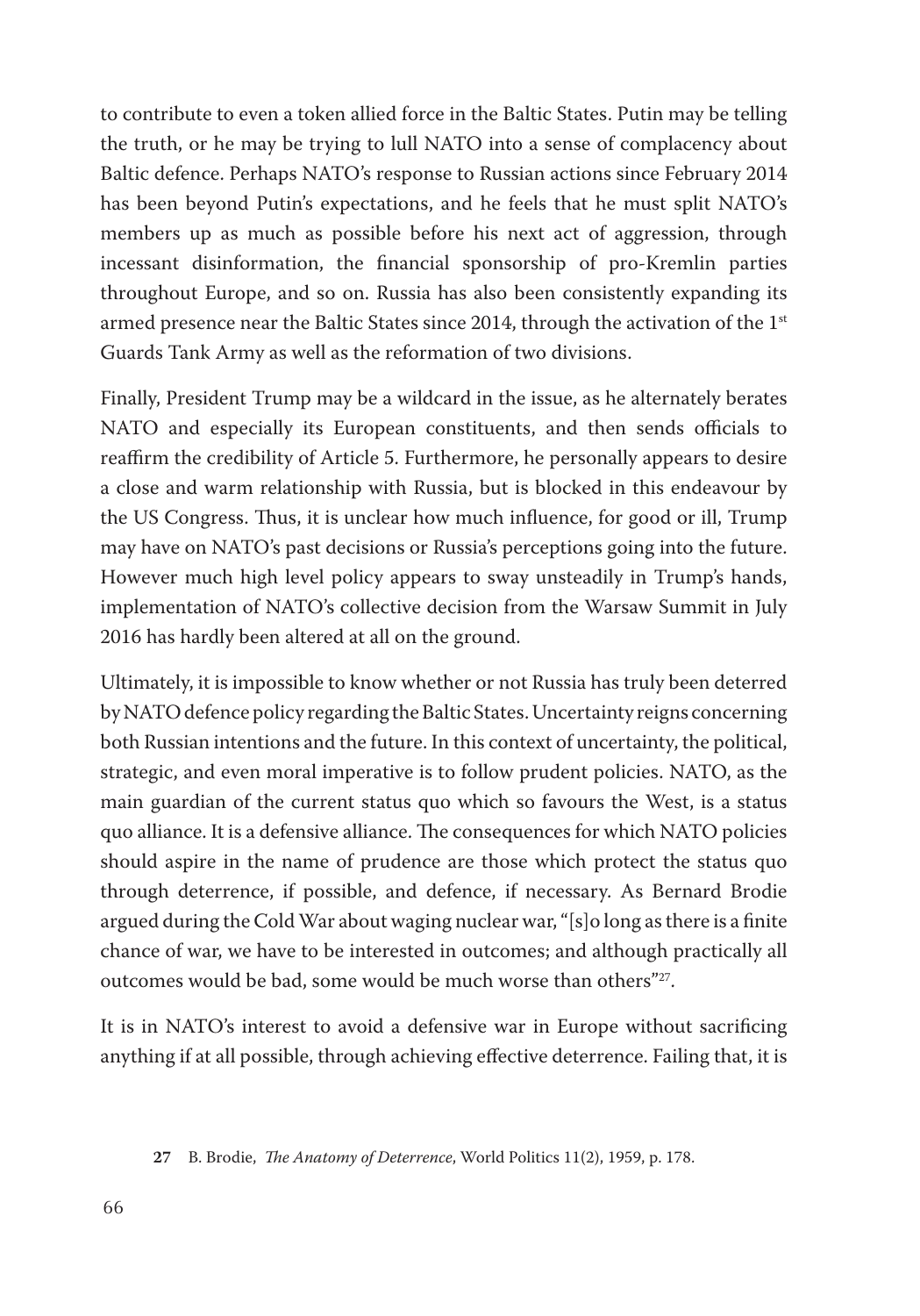to contribute to even a token allied force in the Baltic States. Putin may be telling the truth, or he may be trying to lull NATO into a sense of complacency about Baltic defence. Perhaps NATO's response to Russian actions since February 2014 has been beyond Putin's expectations, and he feels that he must split NATO's members up as much as possible before his next act of aggression, through incessant disinformation, the financial sponsorship of pro-Kremlin parties throughout Europe, and so on. Russia has also been consistently expanding its armed presence near the Baltic States since 2014, through the activation of the 1st Guards Tank Army as well as the reformation of two divisions.

Finally, President Trump may be a wildcard in the issue, as he alternately berates NATO and especially its European constituents, and then sends officials to reaffirm the credibility of Article 5. Furthermore, he personally appears to desire a close and warm relationship with Russia, but is blocked in this endeavour by the US Congress. Thus, it is unclear how much influence, for good or ill, Trump may have on NATO's past decisions or Russia's perceptions going into the future. However much high level policy appears to sway unsteadily in Trump's hands, implementation of NATO's collective decision from the Warsaw Summit in July 2016 has hardly been altered at all on the ground.

Ultimately, it is impossible to know whether or not Russia has truly been deterred by NATO defence policy regarding the Baltic States. Uncertainty reigns concerning both Russian intentions and the future. In this context of uncertainty, the political, strategic, and even moral imperative is to follow prudent policies. NATO, as the main guardian of the current status quo which so favours the West, is a status quo alliance. It is a defensive alliance. The consequences for which NATO policies should aspire in the name of prudence are those which protect the status quo through deterrence, if possible, and defence, if necessary. As Bernard Brodie argued during the Cold War about waging nuclear war, "[s]o long as there is a finite chance of war, we have to be interested in outcomes; and although practically all outcomes would be bad, some would be much worse than others"[27].

It is in NATO's interest to avoid a defensive war in Europe without sacrificing anything if at all possible, through achieving effective deterrence. Failing that, it is

27 B. Brodie, *The Anatomy of Deterrence*, World Politics 11(2), 1959, p. 178.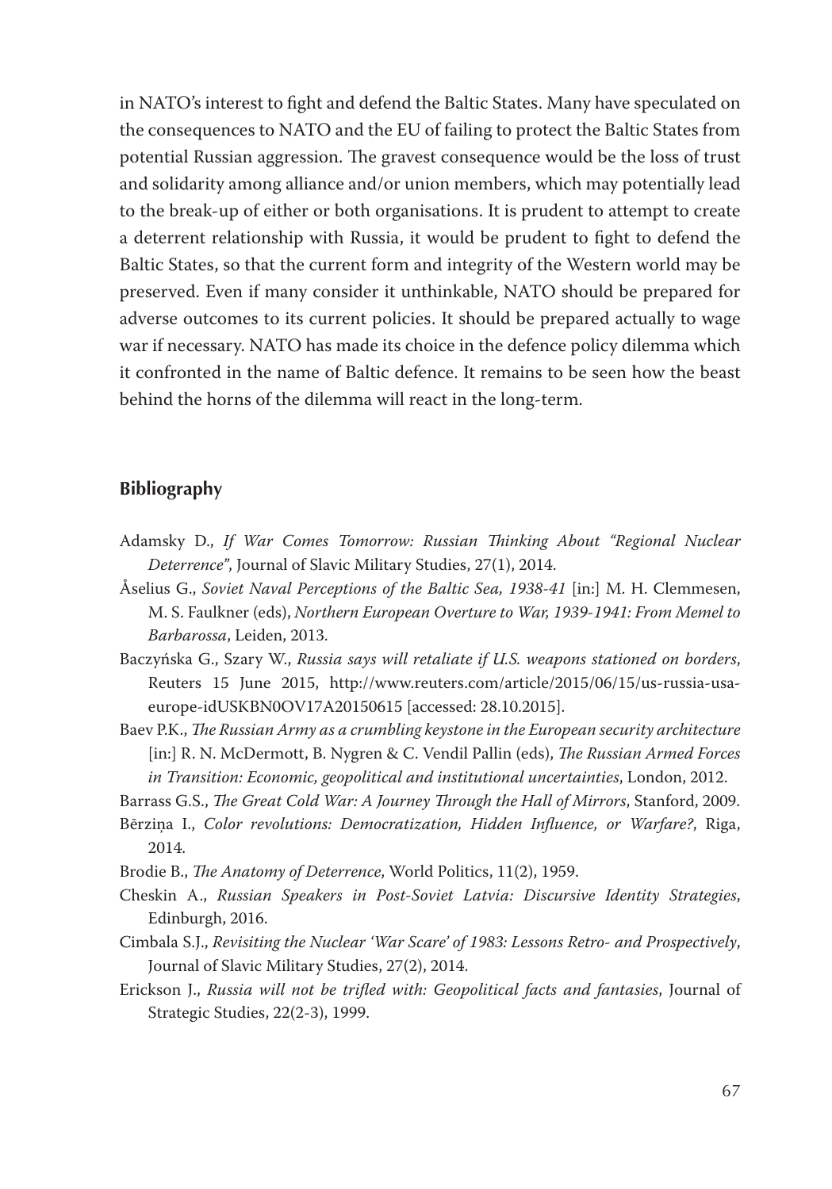in NATO's interest to fight and defend the Baltic States. Many have speculated on the consequences to NATO and the EU of failing to protect the Baltic States from potential Russian aggression. The gravest consequence would be the loss of trust and solidarity among alliance and/or union members, which may potentially lead to the break-up of either or both organisations. It is prudent to attempt to create a deterrent relationship with Russia, it would be prudent to fight to defend the Baltic States, so that the current form and integrity of the Western world may be preserved. Even if many consider it unthinkable, NATO should be prepared for adverse outcomes to its current policies. It should be prepared actually to wage war if necessary. NATO has made its choice in the defence policy dilemma which it confronted in the name of Baltic defence. It remains to be seen how the beast behind the horns of the dilemma will react in the long-term.

## Bibliography

Adamsky D., *If War Comes Tomorrow: Russian Thinking About "Regional Nuclear Deterrence"*, Journal of Slavic Military Studies, 27(1), 2014.

Åselius G., *Soviet Naval Perceptions of the Baltic Sea, 1938-41* [in:] M. H. Clemmesen, M. S. Faulkner (eds), *Northern European Overture to War, 1939-1941: From Memel to Barbarossa*, Leiden, 2013.

Baczyńska G., Szary W., *Russia says will retaliate if U.S. weapons stationed on borders*, Reuters 15 June 2015, http://www.reuters.com/article/2015/06/15/us-russia-usa-europe-idUSKBN0OV17A20150615 [accessed: 28.10.2015].

Baev P.K., *The Russian Army as a crumbling keystone in the European security architecture* [in:] R. N. McDermott, B. Nygren & C. Vendil Pallin (eds), *The Russian Armed Forces in Transition: Economic, geopolitical and institutional uncertainties*, London, 2012.

Barrass G.S., *The Great Cold War: A Journey Through the Hall of Mirrors*, Stanford, 2009.

Bērziņa I., *Color revolutions: Democratization, Hidden Influence, or Warfare?*, Riga, 2014.

Brodie B., *The Anatomy of Deterrence*, World Politics, 11(2), 1959.

Cheskin A., *Russian Speakers in Post-Soviet Latvia: Discursive Identity Strategies*, Edinburgh, 2016.

Cimbala S.J., *Revisiting the Nuclear 'War Scare' of 1983: Lessons Retro- and Prospectively*, Journal of Slavic Military Studies, 27(2), 2014.

Erickson J., *Russia will not be trifled with: Geopolitical facts and fantasies*, Journal of Strategic Studies, 22(2-3), 1999.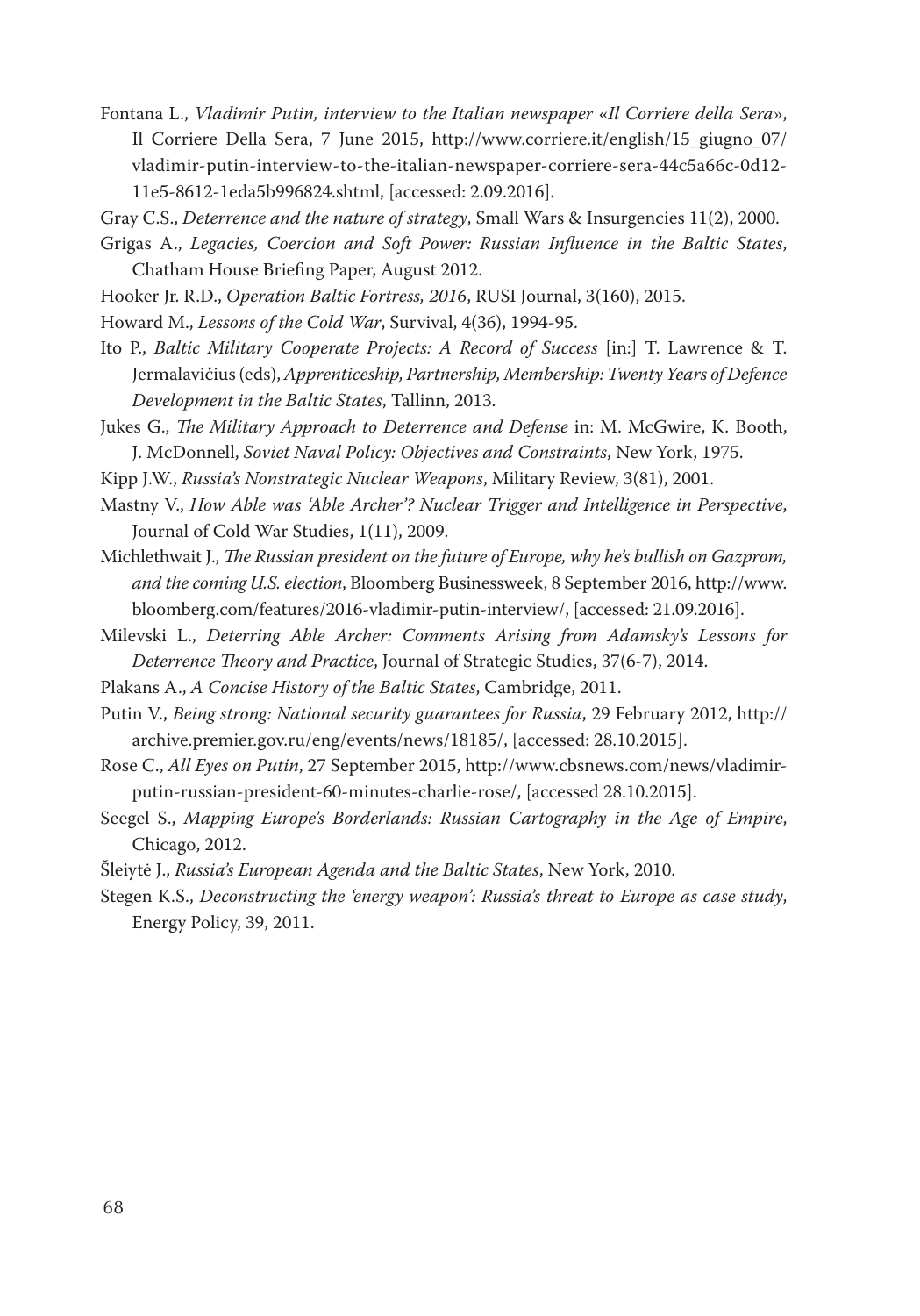Fontana L., *Vladimir Putin, interview to the Italian newspaper «Il Corriere della Sera»*, Il Corriere Della Sera, 7 June 2015, http://www.corriere.it/english/15_giugno_07/vladimir-putin-interview-to-the-italian-newspaper-corriere-sera-44c5a66c-0d12-11e5-8612-1eda5b996824.shtml, [accessed: 2.09.2016].

Gray C.S., *Deterrence and the nature of strategy*, Small Wars & Insurgencies 11(2), 2000.

Grigas A., *Legacies, Coercion and Soft Power: Russian Influence in the Baltic States*, Chatham House Briefing Paper, August 2012.

Hooker Jr. R.D., *Operation Baltic Fortress, 2016*, RUSI Journal, 3(160), 2015.

Howard M., *Lessons of the Cold War*, Survival, 4(36), 1994-95.

Ito P., *Baltic Military Cooperate Projects: A Record of Success* [in:] T. Lawrence & T. Jermalavičius (eds), *Apprenticeship, Partnership, Membership: Twenty Years of Defence Development in the Baltic States*, Tallinn, 2013.

Jukes G., *The Military Approach to Deterrence and Defense* in: M. McGwire, K. Booth, J. McDonnell, *Soviet Naval Policy: Objectives and Constraints*, New York, 1975.

Kipp J.W., *Russia's Nonstrategic Nuclear Weapons*, Military Review, 3(81), 2001.

Mastny V., *How Able was 'Able Archer'? Nuclear Trigger and Intelligence in Perspective*, Journal of Cold War Studies, 1(11), 2009.

Michlethwait J., *The Russian president on the future of Europe, why he's bullish on Gazprom, and the coming U.S. election*, Bloomberg Businessweek, 8 September 2016, http://www.bloomberg.com/features/2016-vladimir-putin-interview/, [accessed: 21.09.2016].

Milevski L., *Deterring Able Archer: Comments Arising from Adamsky's Lessons for Deterrence Theory and Practice*, Journal of Strategic Studies, 37(6-7), 2014.

Plakans A., *A Concise History of the Baltic States*, Cambridge, 2011.

Putin V., *Being strong: National security guarantees for Russia*, 29 February 2012, http://archive.premier.gov.ru/eng/events/news/18185/, [accessed: 28.10.2015].

Rose C., *All Eyes on Putin*, 27 September 2015, http://www.cbsnews.com/news/vladimir-putin-russian-president-60-minutes-charlie-rose/, [accessed 28.10.2015].

Seegel S., *Mapping Europe's Borderlands: Russian Cartography in the Age of Empire*, Chicago, 2012.

Šleiytė J., *Russia's European Agenda and the Baltic States*, New York, 2010.

Stegen K.S., *Deconstructing the 'energy weapon': Russia's threat to Europe as case study*, Energy Policy, 39, 2011.